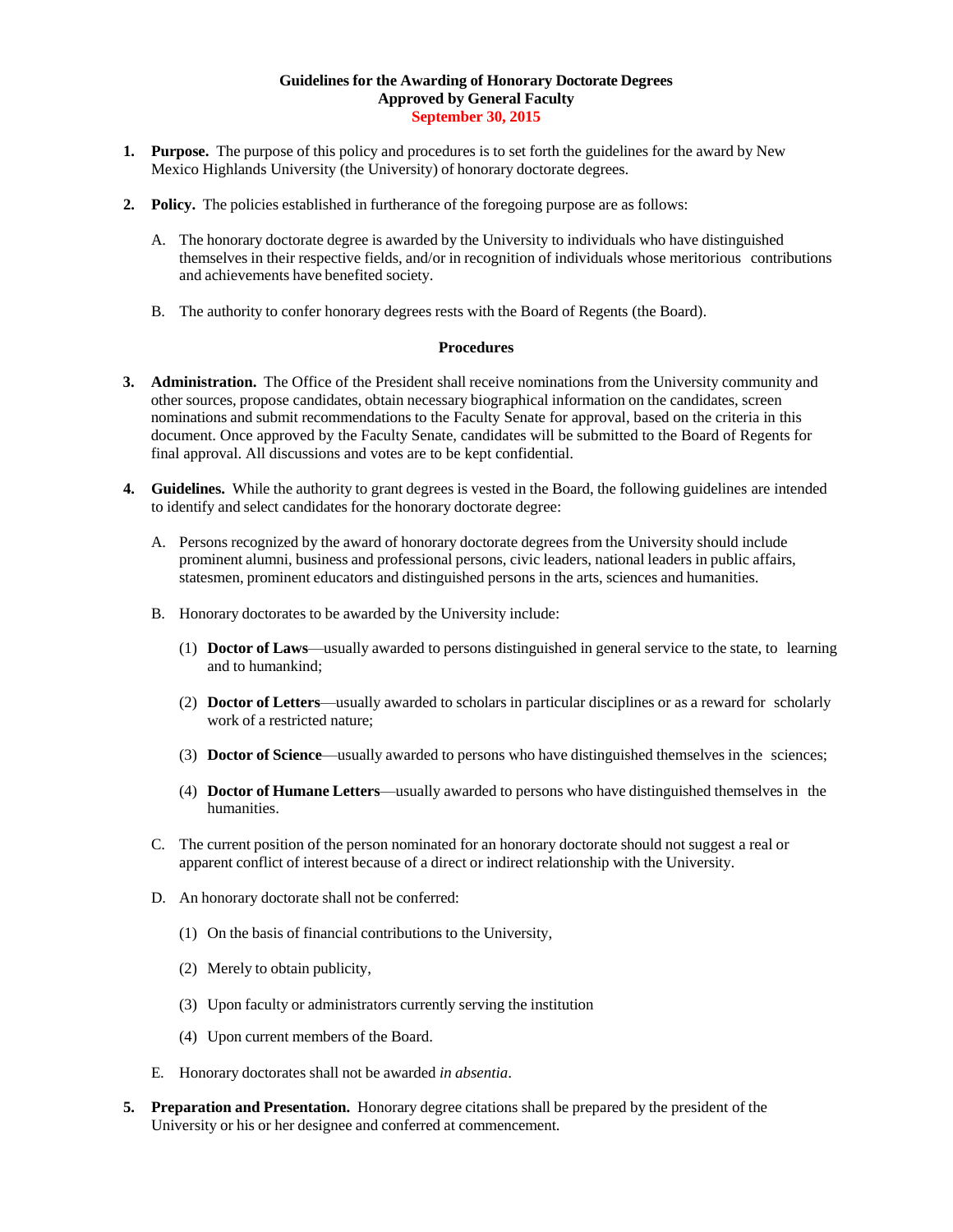**Guidelines for the Awarding of Honorary Doctorate Degrees**
**Approved by General Faculty**
**September 30, 2015**

1. **Purpose.** The purpose of this policy and procedures is to set forth the guidelines for the award by New Mexico Highlands University (the University) of honorary doctorate degrees.

2. **Policy.** The policies established in furtherance of the foregoing purpose are as follows:

   A. The honorary doctorate degree is awarded by the University to individuals who have distinguished themselves in their respective fields, and/or in recognition of individuals whose meritorious contributions and achievements have benefited society.

   B. The authority to confer honorary degrees rests with the Board of Regents (the Board).

**Procedures**

3. **Administration.** The Office of the President shall receive nominations from the University community and other sources, propose candidates, obtain necessary biographical information on the candidates, screen nominations and submit recommendations to the Faculty Senate for approval, based on the criteria in this document. Once approved by the Faculty Senate, candidates will be submitted to the Board of Regents for final approval. All discussions and votes are to be kept confidential.

4. **Guidelines.** While the authority to grant degrees is vested in the Board, the following guidelines are intended to identify and select candidates for the honorary doctorate degree:

   A. Persons recognized by the award of honorary doctorate degrees from the University should include prominent alumni, business and professional persons, civic leaders, national leaders in public affairs, statesmen, prominent educators and distinguished persons in the arts, sciences and humanities.

   B. Honorary doctorates to be awarded by the University include:

      (1) **Doctor of Laws**—usually awarded to persons distinguished in general service to the state, to learning and to humankind;

      (2) **Doctor of Letters**—usually awarded to scholars in particular disciplines or as a reward for scholarly work of a restricted nature;

      (3) **Doctor of Science**—usually awarded to persons who have distinguished themselves in the sciences;

      (4) **Doctor of Humane Letters**—usually awarded to persons who have distinguished themselves in the humanities.

   C. The current position of the person nominated for an honorary doctorate should not suggest a real or apparent conflict of interest because of a direct or indirect relationship with the University.

   D. An honorary doctorate shall not be conferred:

      (1) On the basis of financial contributions to the University,

      (2) Merely to obtain publicity,

      (3) Upon faculty or administrators currently serving the institution

      (4) Upon current members of the Board.

   E. Honorary doctorates shall not be awarded *in absentia*.

5. **Preparation and Presentation.** Honorary degree citations shall be prepared by the president of the University or his or her designee and conferred at commencement.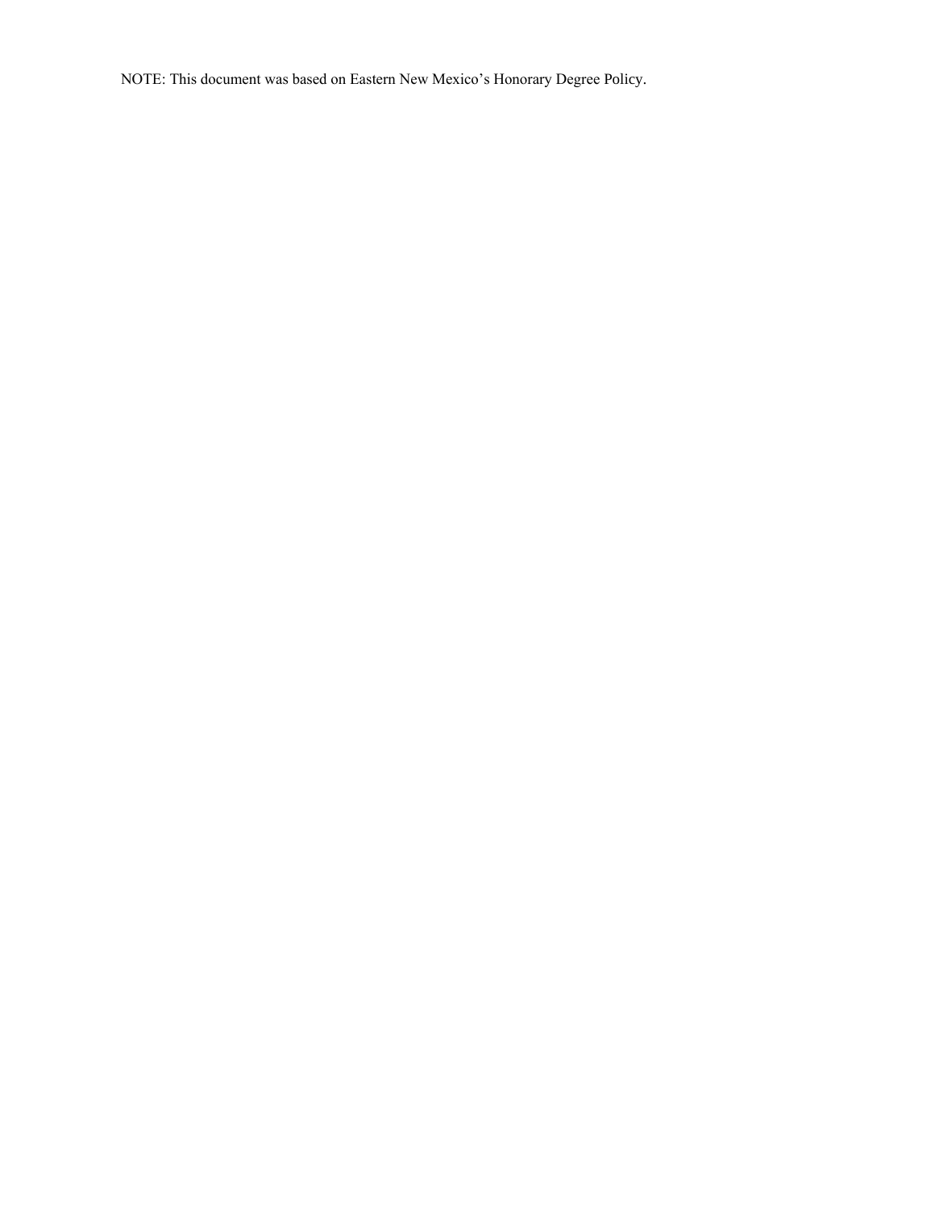NOTE: This document was based on Eastern New Mexico's Honorary Degree Policy.